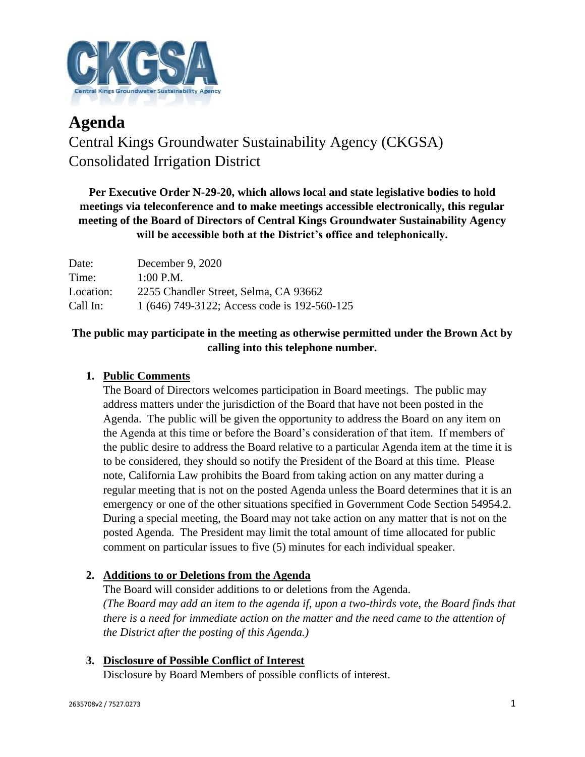# Agenda

## Central Kings Groundwater Sustainability Agency (CKGSA)
## Consolidated Irrigation District

**Per Executive Order N-29-20, which allows local and state legislative bodies to hold meetings via teleconference and to make meetings accessible electronically, this regular meeting of the Board of Directors of Central Kings Groundwater Sustainability Agency will be accessible both at the District's office and telephonically.**

| | |
|---|---|
| Date: | December 9, 2020 |
| Time: | 1:00 P.M. |
| Location: | 2255 Chandler Street, Selma, CA 93662 |
| Call In: | 1 (646) 749-3122; Access code is 192-560-125 |

**The public may participate in the meeting as otherwise permitted under the Brown Act by calling into this telephone number.**

1. **Public Comments**

   The Board of Directors welcomes participation in Board meetings. The public may address matters under the jurisdiction of the Board that have not been posted in the Agenda. The public will be given the opportunity to address the Board on any item on the Agenda at this time or before the Board's consideration of that item. If members of the public desire to address the Board relative to a particular Agenda item at the time it is to be considered, they should so notify the President of the Board at this time. Please note, California Law prohibits the Board from taking action on any matter during a regular meeting that is not on the posted Agenda unless the Board determines that it is an emergency or one of the other situations specified in Government Code Section 54954.2. During a special meeting, the Board may not take action on any matter that is not on the posted Agenda. The President may limit the total amount of time allocated for public comment on particular issues to five (5) minutes for each individual speaker.

2. **Additions to or Deletions from the Agenda**

   The Board will consider additions to or deletions from the Agenda.
   *(The Board may add an item to the agenda if, upon a two-thirds vote, the Board finds that there is a need for immediate action on the matter and the need came to the attention of the District after the posting of this Agenda.)*

3. **Disclosure of Possible Conflict of Interest**

   Disclosure by Board Members of possible conflicts of interest.

2635708v2 / 7527.0273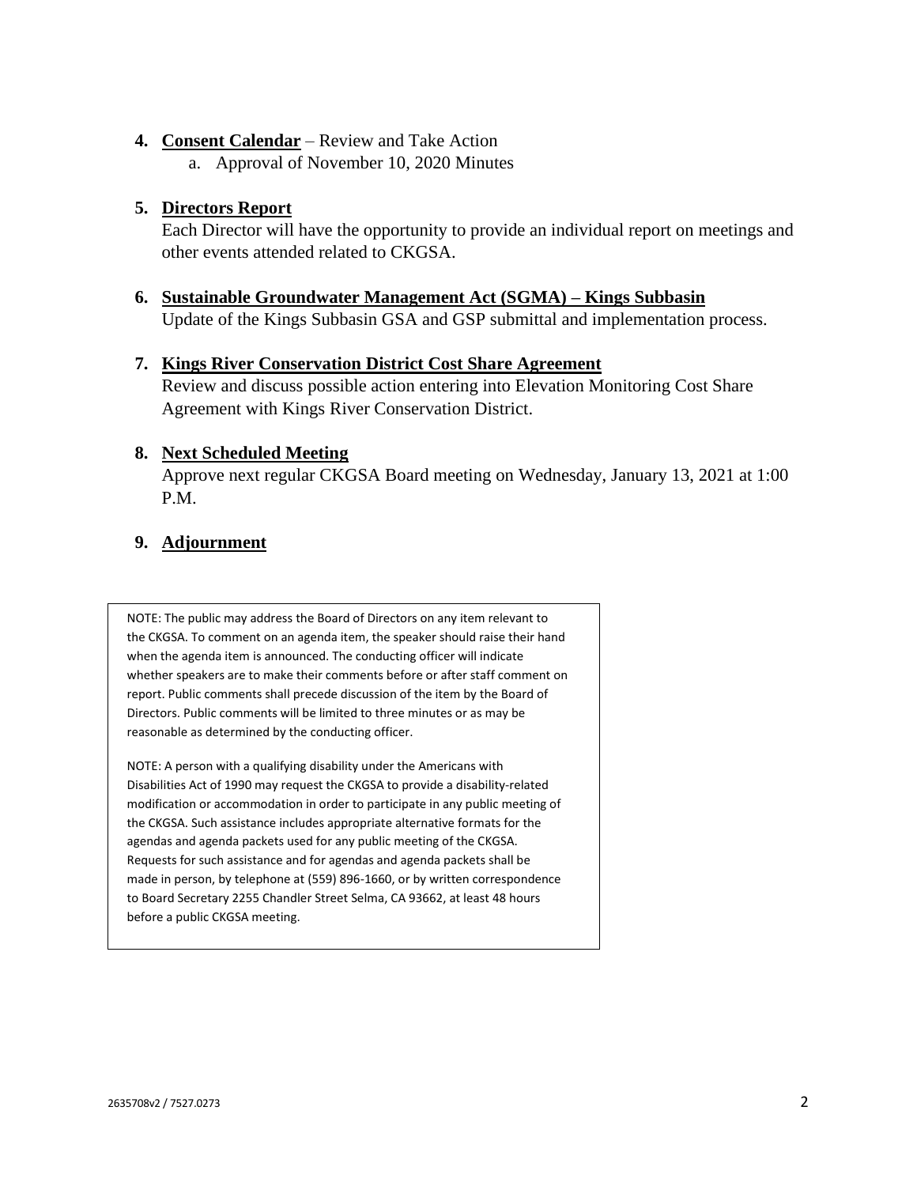4. **Consent Calendar** – Review and Take Action
   a. Approval of November 10, 2020 Minutes

5. **Directors Report**
   Each Director will have the opportunity to provide an individual report on meetings and other events attended related to CKGSA.

6. **Sustainable Groundwater Management Act (SGMA) – Kings Subbasin**
   Update of the Kings Subbasin GSA and GSP submittal and implementation process.

7. **Kings River Conservation District Cost Share Agreement**
   Review and discuss possible action entering into Elevation Monitoring Cost Share Agreement with Kings River Conservation District.

8. **Next Scheduled Meeting**
   Approve next regular CKGSA Board meeting on Wednesday, January 13, 2021 at 1:00 P.M.

9. **Adjournment**

NOTE: The public may address the Board of Directors on any item relevant to the CKGSA. To comment on an agenda item, the speaker should raise their hand when the agenda item is announced. The conducting officer will indicate whether speakers are to make their comments before or after staff comment on report. Public comments shall precede discussion of the item by the Board of Directors. Public comments will be limited to three minutes or as may be reasonable as determined by the conducting officer.

NOTE: A person with a qualifying disability under the Americans with Disabilities Act of 1990 may request the CKGSA to provide a disability-related modification or accommodation in order to participate in any public meeting of the CKGSA. Such assistance includes appropriate alternative formats for the agendas and agenda packets used for any public meeting of the CKGSA. Requests for such assistance and for agendas and agenda packets shall be made in person, by telephone at (559) 896-1660, or by written correspondence to Board Secretary 2255 Chandler Street Selma, CA 93662, at least 48 hours before a public CKGSA meeting.

2635708v2 / 7527.0273